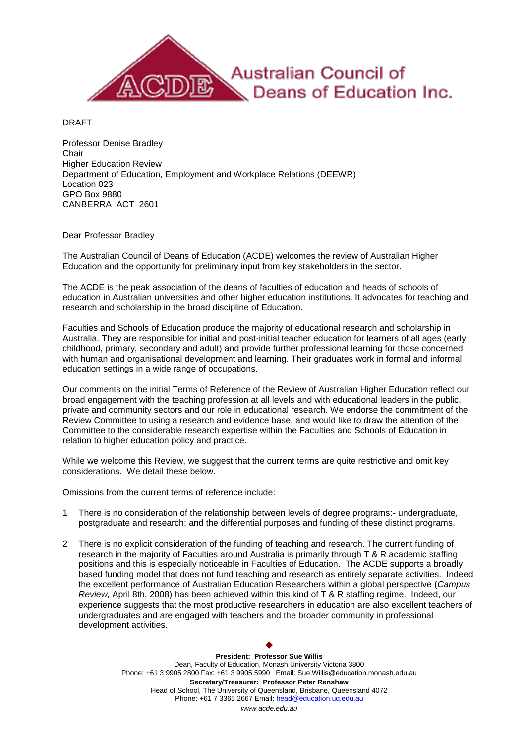Australian Council of Deans of Education Inc.

DRAFT

Professor Denise Bradley
Chair
Higher Education Review
Department of Education, Employment and Workplace Relations (DEEWR)
Location 023
GPO Box 9880
CANBERRA ACT 2601

Dear Professor Bradley

The Australian Council of Deans of Education (ACDE) welcomes the review of Australian Higher Education and the opportunity for preliminary input from key stakeholders in the sector.

The ACDE is the peak association of the deans of faculties of education and heads of schools of education in Australian universities and other higher education institutions. It advocates for teaching and research and scholarship in the broad discipline of Education.

Faculties and Schools of Education produce the majority of educational research and scholarship in Australia. They are responsible for initial and post-initial teacher education for learners of all ages (early childhood, primary, secondary and adult) and provide further professional learning for those concerned with human and organisational development and learning. Their graduates work in formal and informal education settings in a wide range of occupations.

Our comments on the initial Terms of Reference of the Review of Australian Higher Education reflect our broad engagement with the teaching profession at all levels and with educational leaders in the public, private and community sectors and our role in educational research. We endorse the commitment of the Review Committee to using a research and evidence base, and would like to draw the attention of the Committee to the considerable research expertise within the Faculties and Schools of Education in relation to higher education policy and practice.

While we welcome this Review, we suggest that the current terms are quite restrictive and omit key considerations. We detail these below.

Omissions from the current terms of reference include:

1. There is no consideration of the relationship between levels of degree programs:- undergraduate, postgraduate and research; and the differential purposes and funding of these distinct programs.

2. There is no explicit consideration of the funding of teaching and research. The current funding of research in the majority of Faculties around Australia is primarily through T & R academic staffing positions and this is especially noticeable in Faculties of Education. The ACDE supports a broadly based funding model that does not fund teaching and research as entirely separate activities. Indeed the excellent performance of Australian Education Researchers within a global perspective (*Campus Review,* April 8th, 2008) has been achieved within this kind of T & R staffing regime. Indeed, our experience suggests that the most productive researchers in education are also excellent teachers of undergraduates and are engaged with teachers and the broader community in professional development activities.

**President: Professor Sue Willis**
Dean, Faculty of Education, Monash University Victoria 3800
Phone: +61 3 9905 2800 Fax: +61 3 9905 5990 Email: Sue.Willis@education.monash.edu.au
**Secretary/Treasurer: Professor Peter Renshaw**
Head of School, The University of Queensland, Brisbane, Queensland 4072
Phone: +61 7 3365 2667 Email: head@education.uq.edu.au
*www.acde.edu.au*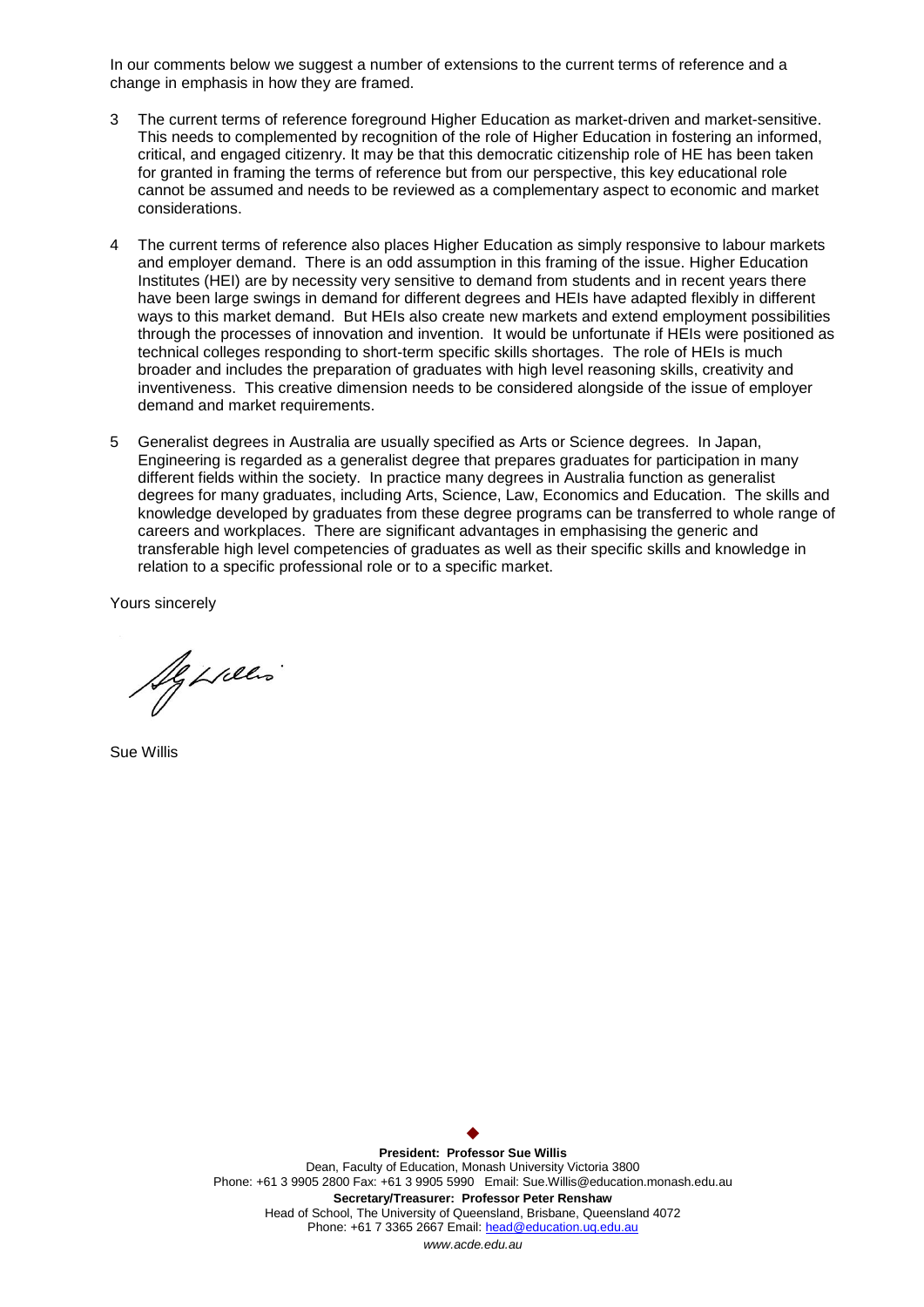In our comments below we suggest a number of extensions to the current terms of reference and a change in emphasis in how they are framed.

3 The current terms of reference foreground Higher Education as market-driven and market-sensitive. This needs to complemented by recognition of the role of Higher Education in fostering an informed, critical, and engaged citizenry. It may be that this democratic citizenship role of HE has been taken for granted in framing the terms of reference but from our perspective, this key educational role cannot be assumed and needs to be reviewed as a complementary aspect to economic and market considerations.

4 The current terms of reference also places Higher Education as simply responsive to labour markets and employer demand. There is an odd assumption in this framing of the issue. Higher Education Institutes (HEI) are by necessity very sensitive to demand from students and in recent years there have been large swings in demand for different degrees and HEIs have adapted flexibly in different ways to this market demand. But HEIs also create new markets and extend employment possibilities through the processes of innovation and invention. It would be unfortunate if HEIs were positioned as technical colleges responding to short-term specific skills shortages. The role of HEIs is much broader and includes the preparation of graduates with high level reasoning skills, creativity and inventiveness. This creative dimension needs to be considered alongside of the issue of employer demand and market requirements.

5 Generalist degrees in Australia are usually specified as Arts or Science degrees. In Japan, Engineering is regarded as a generalist degree that prepares graduates for participation in many different fields within the society. In practice many degrees in Australia function as generalist degrees for many graduates, including Arts, Science, Law, Economics and Education. The skills and knowledge developed by graduates from these degree programs can be transferred to whole range of careers and workplaces. There are significant advantages in emphasising the generic and transferable high level competencies of graduates as well as their specific skills and knowledge in relation to a specific professional role or to a specific market.

Yours sincerely

Sue Willis

**President: Professor Sue Willis**
Dean, Faculty of Education, Monash University Victoria 3800
Phone: +61 3 9905 2800 Fax: +61 3 9905 5990 Email: Sue.Willis@education.monash.edu.au
**Secretary/Treasurer: Professor Peter Renshaw**
Head of School, The University of Queensland, Brisbane, Queensland 4072
Phone: +61 7 3365 2667 Email: head@education.uq.edu.au
*www.acde.edu.au*